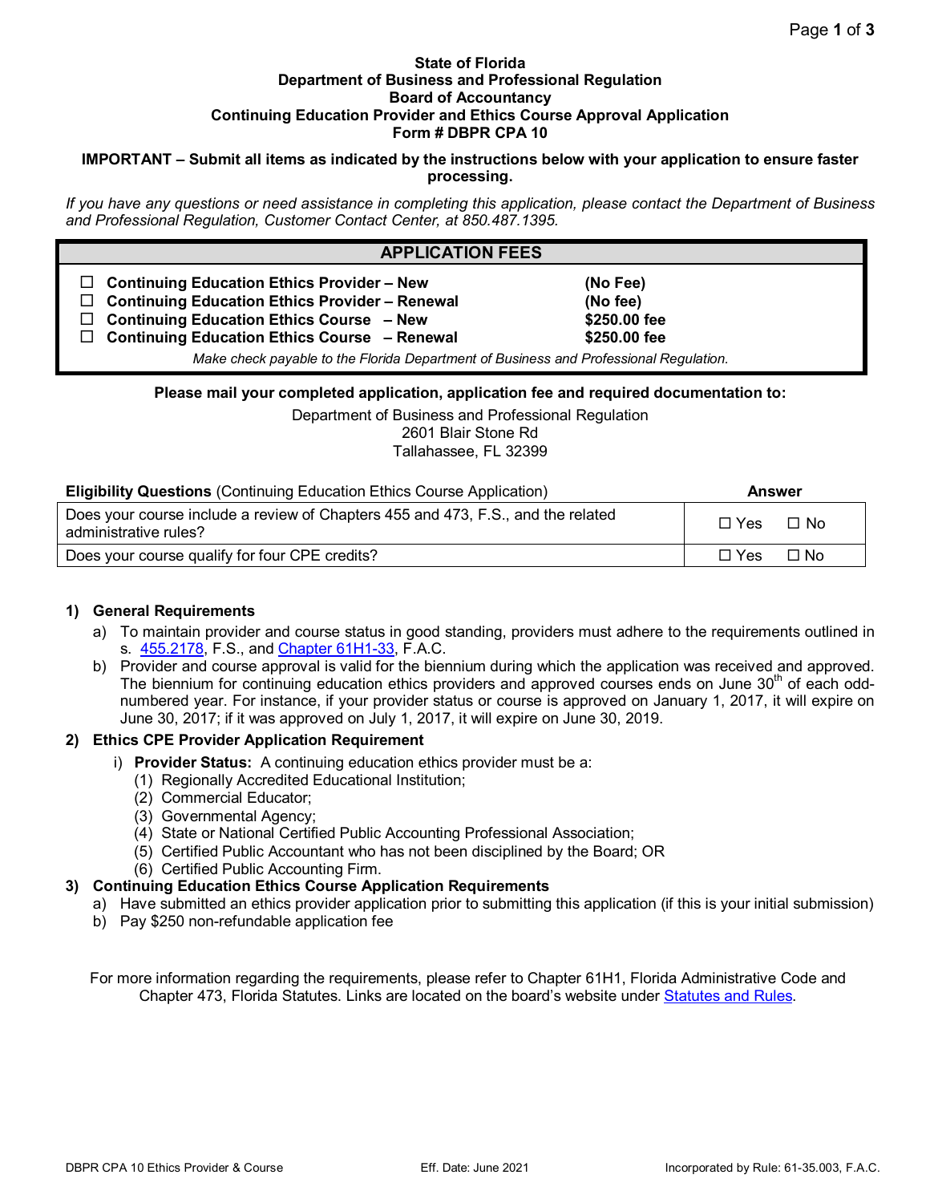**State of Florida**
**Department of Business and Professional Regulation**
**Board of Accountancy**
**Continuing Education Provider and Ethics Course Approval Application**
**Form # DBPR CPA 10**

**IMPORTANT – Submit all items as indicated by the instructions below with your application to ensure faster processing.**

*If you have any questions or need assistance in completing this application, please contact the Department of Business and Professional Regulation, Customer Contact Center, at 850.487.1395.*

| APPLICATION FEES | |
|---|---|
| ☐ **Continuing Education Ethics Provider – New** | **(No Fee)** |
| ☐ **Continuing Education Ethics Provider – Renewal** | **(No fee)** |
| ☐ **Continuing Education Ethics Course – New** | **$250.00 fee** |
| ☐ **Continuing Education Ethics Course – Renewal** | **$250.00 fee** |

*Make check payable to the Florida Department of Business and Professional Regulation.*

**Please mail your completed application, application fee and required documentation to:**

Department of Business and Professional Regulation
2601 Blair Stone Rd
Tallahassee, FL 32399

| **Eligibility Questions** (Continuing Education Ethics Course Application) | **Answer** |
|---|---|
| Does your course include a review of Chapters 455 and 473, F.S., and the related administrative rules? | ☐ Yes ☐ No |
| Does your course qualify for four CPE credits? | ☐ Yes ☐ No |

**1) General Requirements**

a) To maintain provider and course status in good standing, providers must adhere to the requirements outlined in s. 455.2178, F.S., and Chapter 61H1-33, F.A.C.

b) Provider and course approval is valid for the biennium during which the application was received and approved. The biennium for continuing education ethics providers and approved courses ends on June 30th of each odd-numbered year. For instance, if your provider status or course is approved on January 1, 2017, it will expire on June 30, 2017; if it was approved on July 1, 2017, it will expire on June 30, 2019.

**2) Ethics CPE Provider Application Requirement**

i) **Provider Status:** A continuing education ethics provider must be a:
   (1) Regionally Accredited Educational Institution;
   (2) Commercial Educator;
   (3) Governmental Agency;
   (4) State or National Certified Public Accounting Professional Association;
   (5) Certified Public Accountant who has not been disciplined by the Board; OR
   (6) Certified Public Accounting Firm.

**3) Continuing Education Ethics Course Application Requirements**

a) Have submitted an ethics provider application prior to submitting this application (if this is your initial submission)

b) Pay $250 non-refundable application fee

For more information regarding the requirements, please refer to Chapter 61H1, Florida Administrative Code and Chapter 473, Florida Statutes. Links are located on the board's website under Statutes and Rules.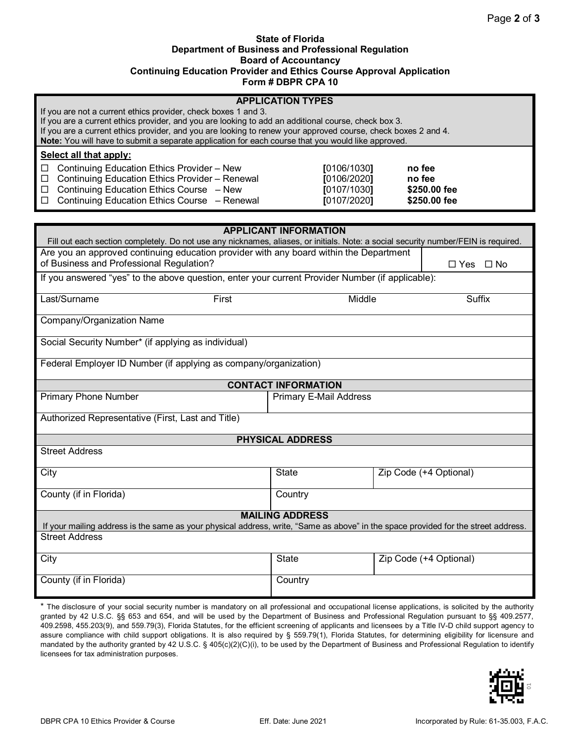**State of Florida**
**Department of Business and Professional Regulation**
**Board of Accountancy**
**Continuing Education Provider and Ethics Course Approval Application**
**Form # DBPR CPA 10**

## APPLICATION TYPES

If you are not a current ethics provider, check boxes 1 and 3.
If you are a current ethics provider, and you are looking to add an additional course, check box 3.
If you are a current ethics provider, and you are looking to renew your approved course, check boxes 2 and 4.
**Note:** You will have to submit a separate application for each course that you would like approved.

**Select all that apply:**

| | | | |
|---|---|---|---|
| ☐ | Continuing Education Ethics Provider – New | [0106/1030] | **no fee** |
| ☐ | Continuing Education Ethics Provider – Renewal | [0106/2020] | **no fee** |
| ☐ | Continuing Education Ethics Course – New | [0107/1030] | **$250.00 fee** |
| ☐ | Continuing Education Ethics Course – Renewal | [0107/2020] | **$250.00 fee** |

## APPLICANT INFORMATION

Fill out each section completely. Do not use any nicknames, aliases, or initials. Note: a social security number/FEIN is required.

Are you an approved continuing education provider with any board within the Department of Business and Professional Regulation? ☐ Yes ☐ No

If you answered "yes" to the above question, enter your current Provider Number (if applicable):

| Last/Surname | First | Middle | Suffix |
|---|---|---|---|
| | | | |

Company/Organization Name

Social Security Number* (if applying as individual)

Federal Employer ID Number (if applying as company/organization)

## CONTACT INFORMATION

| Primary Phone Number | Primary E-Mail Address |
|---|---|
| | |

Authorized Representative (First, Last and Title)

## PHYSICAL ADDRESS

Street Address

| City | State | Zip Code (+4 Optional) |
|---|---|---|
| | | |

| County (if in Florida) | Country |
|---|---|
| | |

## MAILING ADDRESS

If your mailing address is the same as your physical address, write, "Same as above" in the space provided for the street address.

Street Address

| City | State | Zip Code (+4 Optional) |
|---|---|---|
| | | |

| County (if in Florida) | Country |
|---|---|
| | |

* The disclosure of your social security number is mandatory on all professional and occupational license applications, is solicited by the authority granted by 42 U.S.C. §§ 653 and 654, and will be used by the Department of Business and Professional Regulation pursuant to §§ 409.2577, 409.2598, 455.203(9), and 559.79(3), Florida Statutes, for the efficient screening of applicants and licensees by a Title IV-D child support agency to assure compliance with child support obligations. It is also required by § 559.79(1), Florida Statutes, for determining eligibility for licensure and mandated by the authority granted by 42 U.S.C. § 405(c)(2)(C)(i), to be used by the Department of Business and Professional Regulation to identify licensees for tax administration purposes.

DBPR CPA 10 Ethics Provider & Course — Eff. Date: June 2021 — Incorporated by Rule: 61-35.003, F.A.C.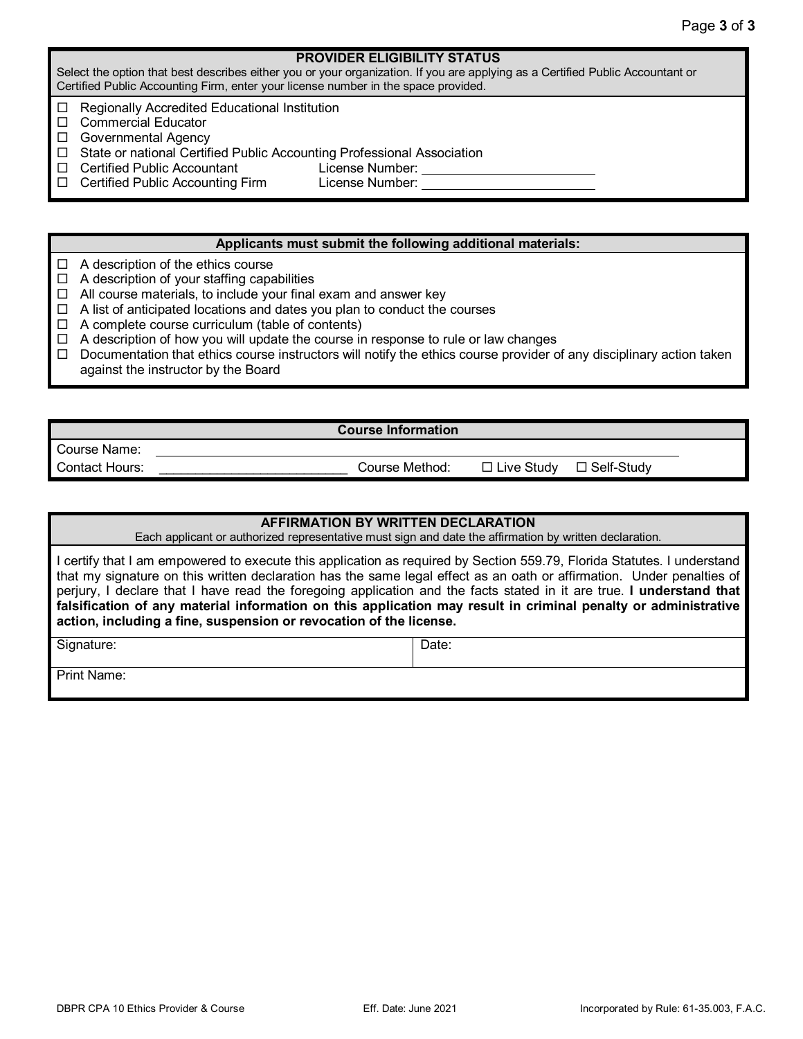## PROVIDER ELIGIBILITY STATUS

Select the option that best describes either you or your organization. If you are applying as a Certified Public Accountant or Certified Public Accounting Firm, enter your license number in the space provided.

- ☐ Regionally Accredited Educational Institution
- ☐ Commercial Educator
- ☐ Governmental Agency
- ☐ State or national Certified Public Accounting Professional Association
- ☐ Certified Public Accountant License Number: ______________________
- ☐ Certified Public Accounting Firm License Number: ______________________

## Applicants must submit the following additional materials:

- ☐ A description of the ethics course
- ☐ A description of your staffing capabilities
- ☐ All course materials, to include your final exam and answer key
- ☐ A list of anticipated locations and dates you plan to conduct the courses
- ☐ A complete course curriculum (table of contents)
- ☐ A description of how you will update the course in response to rule or law changes
- ☐ Documentation that ethics course instructors will notify the ethics course provider of any disciplinary action taken against the instructor by the Board

## Course Information

Course Name: ______________________

Contact Hours: ______________________ Course Method: ☐ Live Study ☐ Self-Study

## AFFIRMATION BY WRITTEN DECLARATION

Each applicant or authorized representative must sign and date the affirmation by written declaration.

I certify that I am empowered to execute this application as required by Section 559.79, Florida Statutes. I understand that my signature on this written declaration has the same legal effect as an oath or affirmation. Under penalties of perjury, I declare that I have read the foregoing application and the facts stated in it are true. **I understand that falsification of any material information on this application may result in criminal penalty or administrative action, including a fine, suspension or revocation of the license.**

| | |
|---|---|
| Signature: | Date: |
| Print Name: | |

DBPR CPA 10 Ethics Provider & Course Eff. Date: June 2021 Incorporated by Rule: 61-35.003, F.A.C.